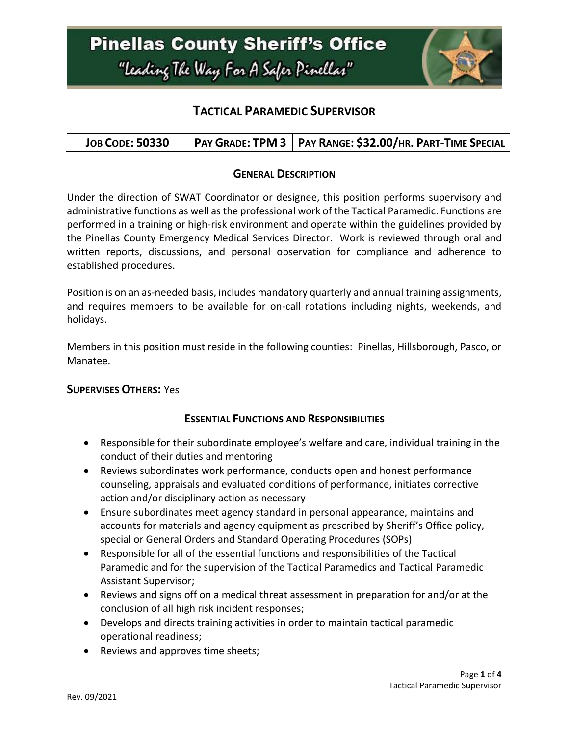# Pinellas County Sheriff's Office

"Leading The Way For A Safer Pinellas"

## TACTICAL PARAMEDIC SUPERVISOR

| JOB CODE: 50330 | PAY GRADE: TPM 3 | PAY RANGE: $32.00/HR. PART-TIME SPECIAL |
|---|---|---|

### GENERAL DESCRIPTION

Under the direction of SWAT Coordinator or designee, this position performs supervisory and administrative functions as well as the professional work of the Tactical Paramedic. Functions are performed in a training or high-risk environment and operate within the guidelines provided by the Pinellas County Emergency Medical Services Director. Work is reviewed through oral and written reports, discussions, and personal observation for compliance and adherence to established procedures.

Position is on an as-needed basis, includes mandatory quarterly and annual training assignments, and requires members to be available for on-call rotations including nights, weekends, and holidays.

Members in this position must reside in the following counties: Pinellas, Hillsborough, Pasco, or Manatee.

**SUPERVISES OTHERS:** Yes

### ESSENTIAL FUNCTIONS AND RESPONSIBILITIES

- Responsible for their subordinate employee's welfare and care, individual training in the conduct of their duties and mentoring
- Reviews subordinates work performance, conducts open and honest performance counseling, appraisals and evaluated conditions of performance, initiates corrective action and/or disciplinary action as necessary
- Ensure subordinates meet agency standard in personal appearance, maintains and accounts for materials and agency equipment as prescribed by Sheriff's Office policy, special or General Orders and Standard Operating Procedures (SOPs)
- Responsible for all of the essential functions and responsibilities of the Tactical Paramedic and for the supervision of the Tactical Paramedics and Tactical Paramedic Assistant Supervisor;
- Reviews and signs off on a medical threat assessment in preparation for and/or at the conclusion of all high risk incident responses;
- Develops and directs training activities in order to maintain tactical paramedic operational readiness;
- Reviews and approves time sheets;

Rev. 09/2021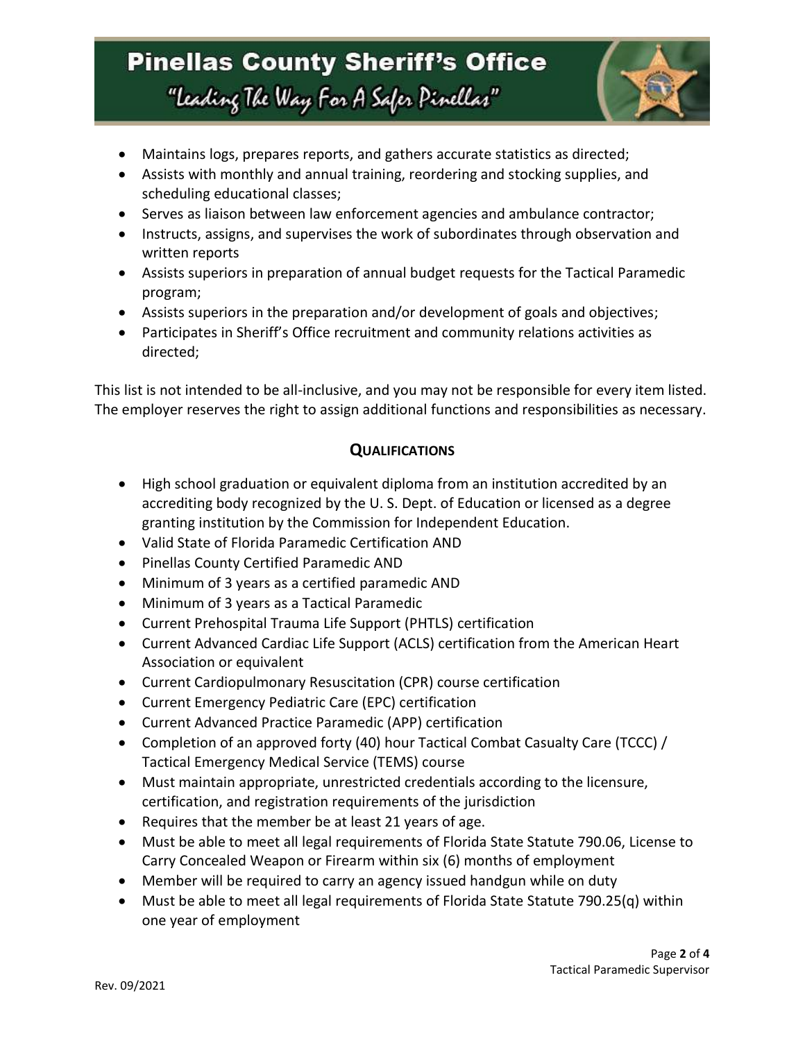- Maintains logs, prepares reports, and gathers accurate statistics as directed;
- Assists with monthly and annual training, reordering and stocking supplies, and scheduling educational classes;
- Serves as liaison between law enforcement agencies and ambulance contractor;
- Instructs, assigns, and supervises the work of subordinates through observation and written reports
- Assists superiors in preparation of annual budget requests for the Tactical Paramedic program;
- Assists superiors in the preparation and/or development of goals and objectives;
- Participates in Sheriff's Office recruitment and community relations activities as directed;

This list is not intended to be all-inclusive, and you may not be responsible for every item listed. The employer reserves the right to assign additional functions and responsibilities as necessary.

## QUALIFICATIONS

- High school graduation or equivalent diploma from an institution accredited by an accrediting body recognized by the U. S. Dept. of Education or licensed as a degree granting institution by the Commission for Independent Education.
- Valid State of Florida Paramedic Certification AND
- Pinellas County Certified Paramedic AND
- Minimum of 3 years as a certified paramedic AND
- Minimum of 3 years as a Tactical Paramedic
- Current Prehospital Trauma Life Support (PHTLS) certification
- Current Advanced Cardiac Life Support (ACLS) certification from the American Heart Association or equivalent
- Current Cardiopulmonary Resuscitation (CPR) course certification
- Current Emergency Pediatric Care (EPC) certification
- Current Advanced Practice Paramedic (APP) certification
- Completion of an approved forty (40) hour Tactical Combat Casualty Care (TCCC) / Tactical Emergency Medical Service (TEMS) course
- Must maintain appropriate, unrestricted credentials according to the licensure, certification, and registration requirements of the jurisdiction
- Requires that the member be at least 21 years of age.
- Must be able to meet all legal requirements of Florida State Statute 790.06, License to Carry Concealed Weapon or Firearm within six (6) months of employment
- Member will be required to carry an agency issued handgun while on duty
- Must be able to meet all legal requirements of Florida State Statute 790.25(q) within one year of employment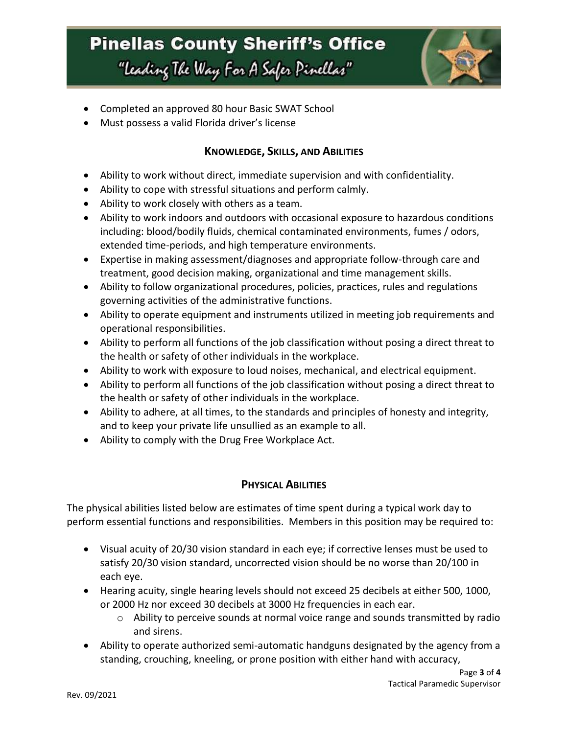- Completed an approved 80 hour Basic SWAT School
- Must possess a valid Florida driver's license

## **Knowledge, Skills, and Abilities**

- Ability to work without direct, immediate supervision and with confidentiality.
- Ability to cope with stressful situations and perform calmly.
- Ability to work closely with others as a team.
- Ability to work indoors and outdoors with occasional exposure to hazardous conditions including: blood/bodily fluids, chemical contaminated environments, fumes / odors, extended time-periods, and high temperature environments.
- Expertise in making assessment/diagnoses and appropriate follow-through care and treatment, good decision making, organizational and time management skills.
- Ability to follow organizational procedures, policies, practices, rules and regulations governing activities of the administrative functions.
- Ability to operate equipment and instruments utilized in meeting job requirements and operational responsibilities.
- Ability to perform all functions of the job classification without posing a direct threat to the health or safety of other individuals in the workplace.
- Ability to work with exposure to loud noises, mechanical, and electrical equipment.
- Ability to perform all functions of the job classification without posing a direct threat to the health or safety of other individuals in the workplace.
- Ability to adhere, at all times, to the standards and principles of honesty and integrity, and to keep your private life unsullied as an example to all.
- Ability to comply with the Drug Free Workplace Act.

## **Physical Abilities**

The physical abilities listed below are estimates of time spent during a typical work day to perform essential functions and responsibilities. Members in this position may be required to:

- Visual acuity of 20/30 vision standard in each eye; if corrective lenses must be used to satisfy 20/30 vision standard, uncorrected vision should be no worse than 20/100 in each eye.
- Hearing acuity, single hearing levels should not exceed 25 decibels at either 500, 1000, or 2000 Hz nor exceed 30 decibels at 3000 Hz frequencies in each ear.
  - Ability to perceive sounds at normal voice range and sounds transmitted by radio and sirens.
- Ability to operate authorized semi-automatic handguns designated by the agency from a standing, crouching, kneeling, or prone position with either hand with accuracy,

Tactical Paramedic Supervisor

Rev. 09/2021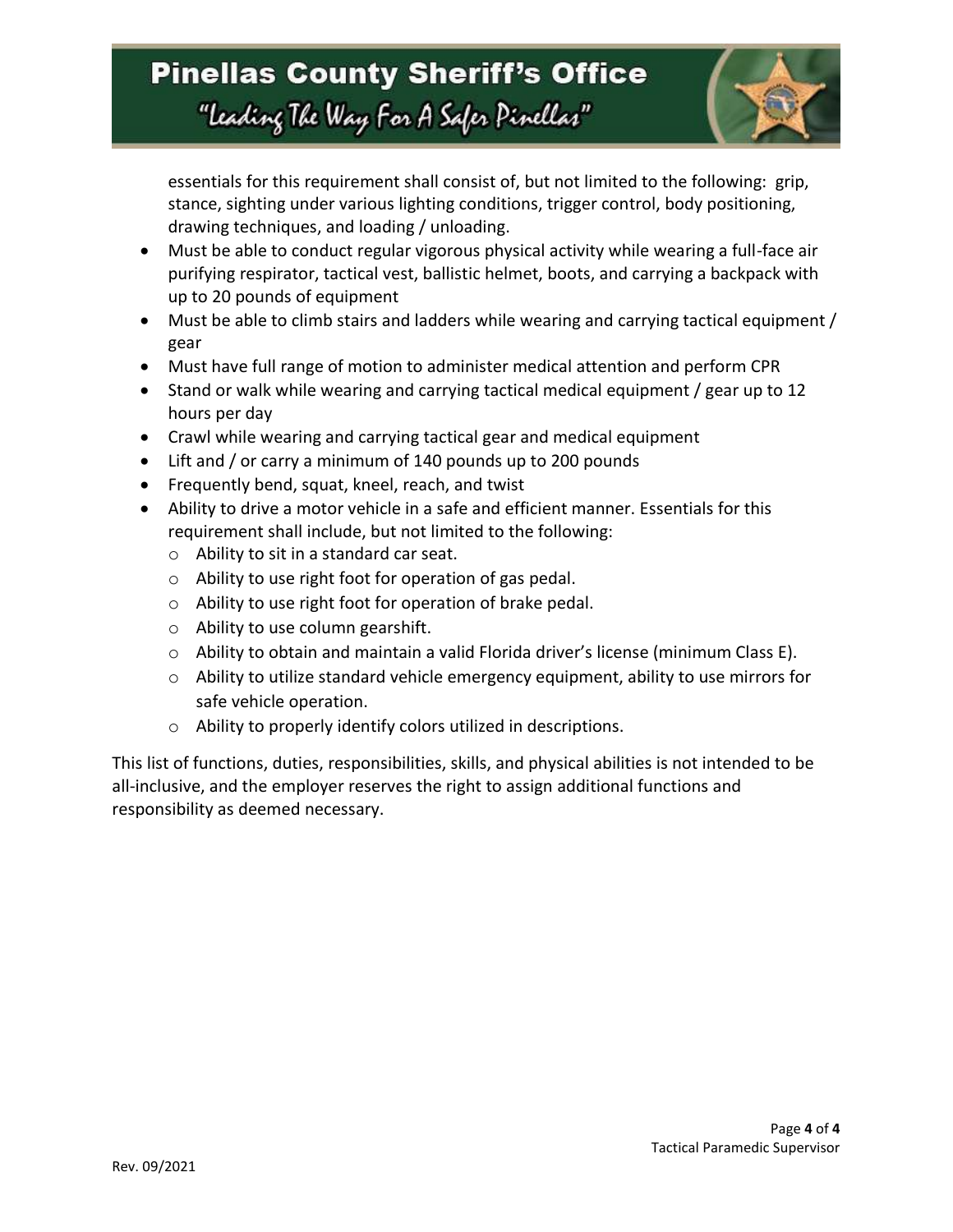essentials for this requirement shall consist of, but not limited to the following: grip, stance, sighting under various lighting conditions, trigger control, body positioning, drawing techniques, and loading / unloading.

- Must be able to conduct regular vigorous physical activity while wearing a full-face air purifying respirator, tactical vest, ballistic helmet, boots, and carrying a backpack with up to 20 pounds of equipment
- Must be able to climb stairs and ladders while wearing and carrying tactical equipment / gear
- Must have full range of motion to administer medical attention and perform CPR
- Stand or walk while wearing and carrying tactical medical equipment / gear up to 12 hours per day
- Crawl while wearing and carrying tactical gear and medical equipment
- Lift and / or carry a minimum of 140 pounds up to 200 pounds
- Frequently bend, squat, kneel, reach, and twist
- Ability to drive a motor vehicle in a safe and efficient manner. Essentials for this requirement shall include, but not limited to the following:
  - Ability to sit in a standard car seat.
  - Ability to use right foot for operation of gas pedal.
  - Ability to use right foot for operation of brake pedal.
  - Ability to use column gearshift.
  - Ability to obtain and maintain a valid Florida driver's license (minimum Class E).
  - Ability to utilize standard vehicle emergency equipment, ability to use mirrors for safe vehicle operation.
  - Ability to properly identify colors utilized in descriptions.

This list of functions, duties, responsibilities, skills, and physical abilities is not intended to be all-inclusive, and the employer reserves the right to assign additional functions and responsibility as deemed necessary.